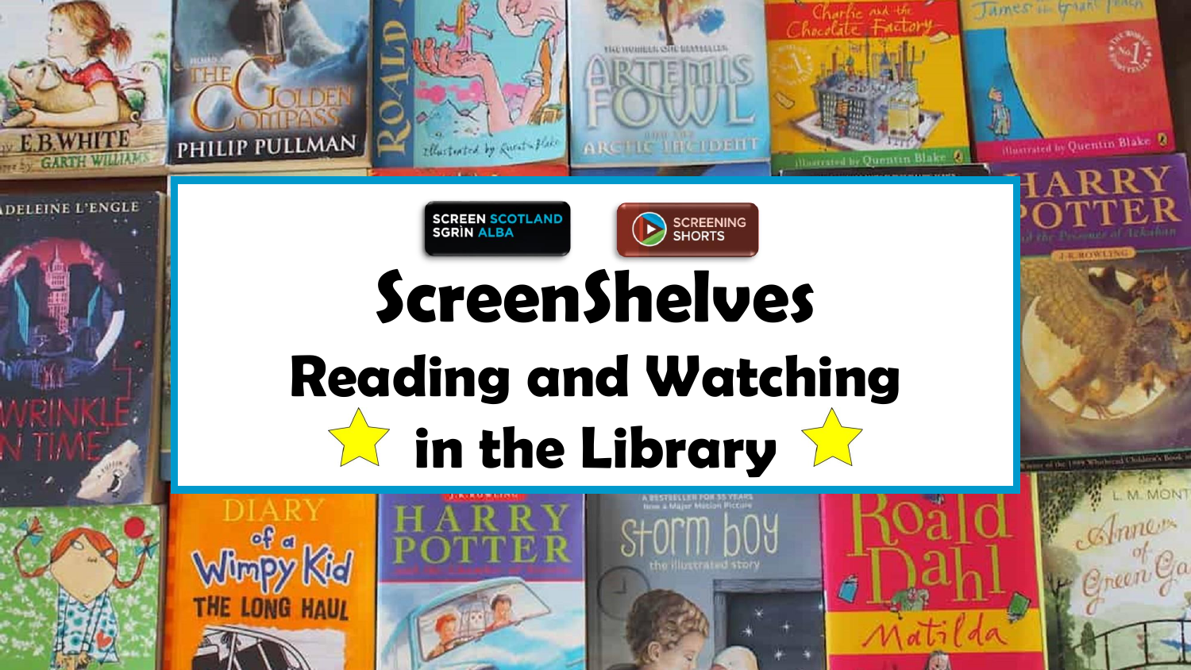SCREEN SCOTLAND SGRÌN ALBA

SCREENING SHORTS

# ScreenShelves

## Reading and Watching in the Library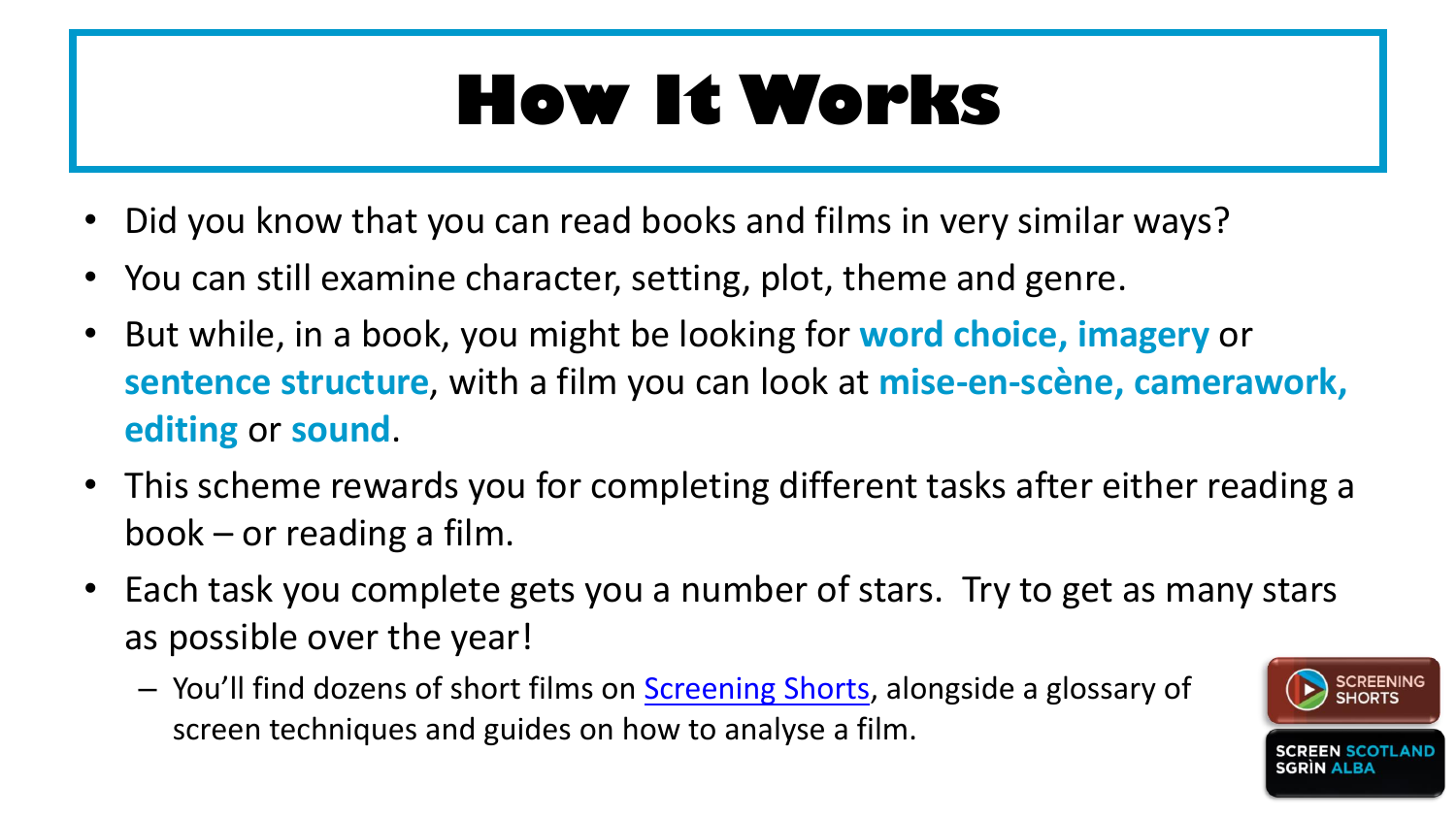# How It Works

- Did you know that you can read books and films in very similar ways?
- You can still examine character, setting, plot, theme and genre.
- But while, in a book, you might be looking for **word choice, imagery** or **sentence structure**, with a film you can look at **mise-en-scène, camerawork, editing** or **sound**.
- This scheme rewards you for completing different tasks after either reading a book – or reading a film.
- Each task you complete gets you a number of stars. Try to get as many stars as possible over the year!
  - You'll find dozens of short films on Screening Shorts, alongside a glossary of screen techniques and guides on how to analyse a film.

SCREENING SHORTS

SCREEN SCOTLAND SGRÌN ALBA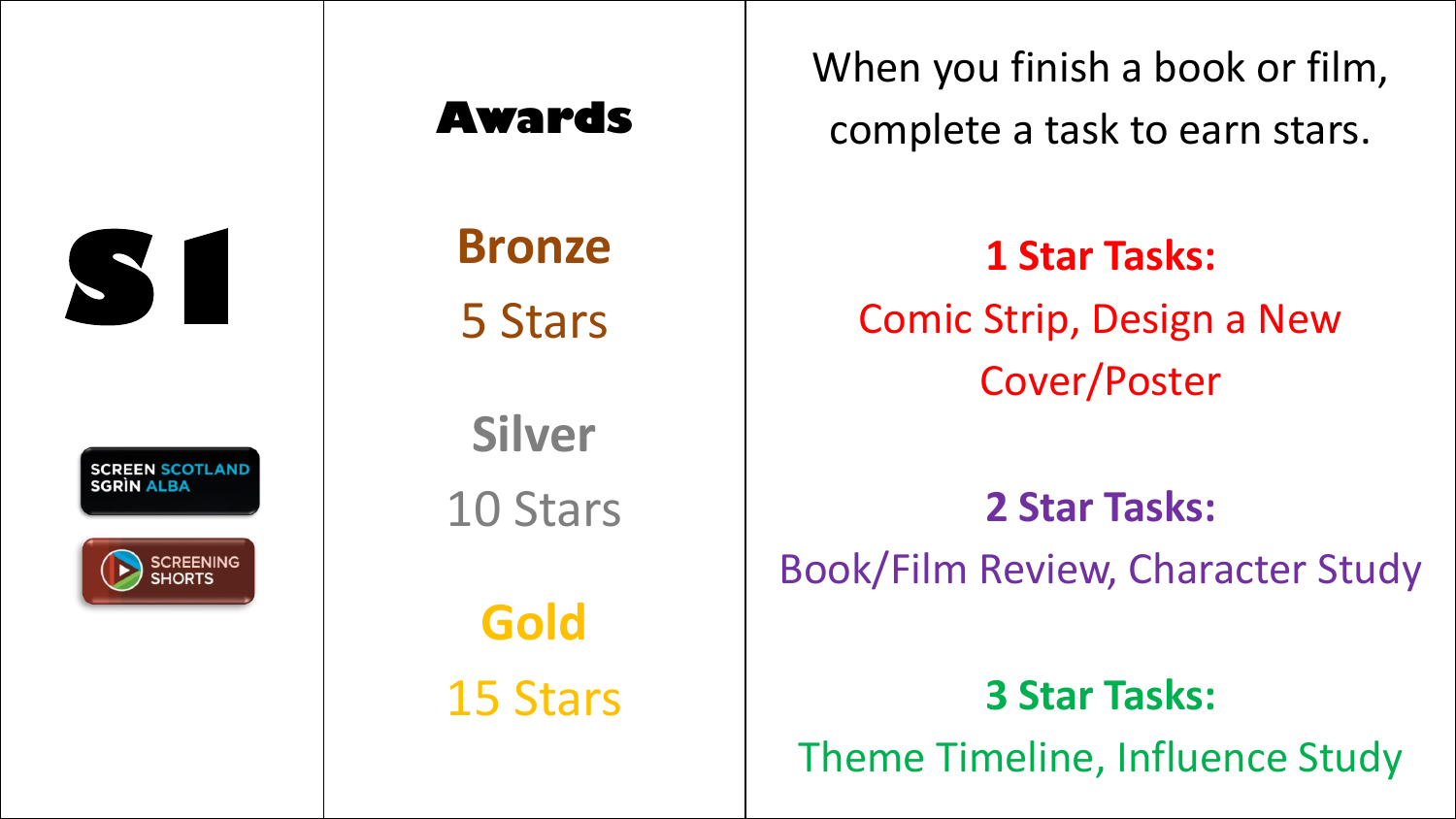# S1

SCREEN SCOTLAND SGRÌN ALBA

SCREENING SHORTS

## Awards

**Bronze**
5 Stars

**Silver**
10 Stars

**Gold**
15 Stars

When you finish a book or film, complete a task to earn stars.

**1 Star Tasks:**
Comic Strip, Design a New Cover/Poster

**2 Star Tasks:**
Book/Film Review, Character Study

**3 Star Tasks:**
Theme Timeline, Influence Study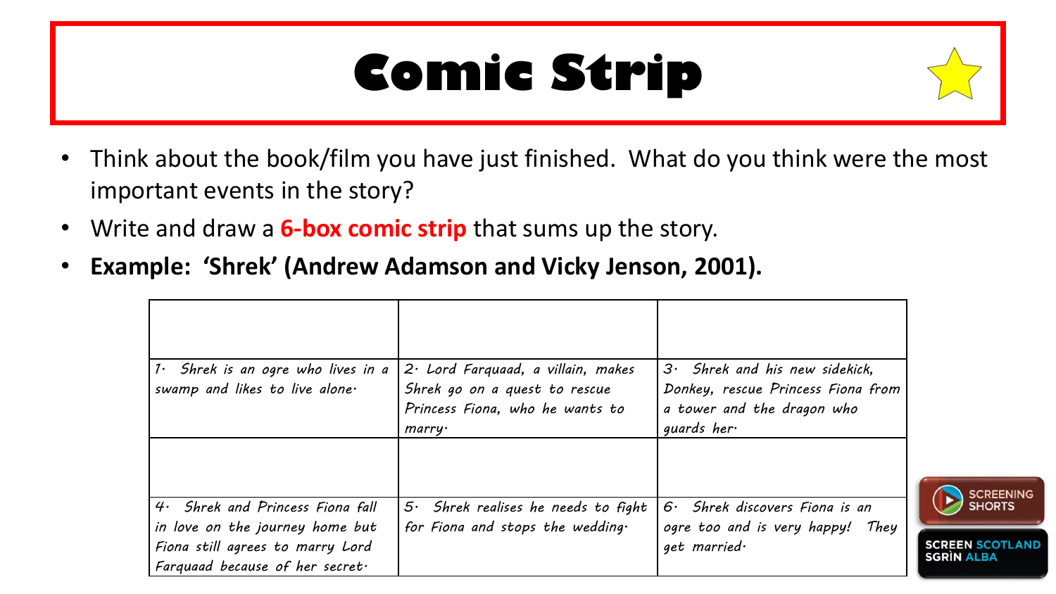# Comic Strip

- Think about the book/film you have just finished. What do you think were the most important events in the story?
- Write and draw a **6-box comic strip** that sums up the story.
- **Example: 'Shrek' (Andrew Adamson and Vicky Jenson, 2001).**

| | | |
|---|---|---|
| | | |
| *1. Shrek is an ogre who lives in a swamp and likes to live alone.* | *2. Lord Farquaad, a villain, makes Shrek go on a quest to rescue Princess Fiona, who he wants to marry.* | *3. Shrek and his new sidekick, Donkey, rescue Princess Fiona from a tower and the dragon who guards her.* |
| | | |
| *4. Shrek and Princess Fiona fall in love on the journey home but Fiona still agrees to marry Lord Farquaad because of her secret.* | *5. Shrek realises he needs to fight for Fiona and stops the wedding.* | *6. Shrek discovers Fiona is an ogre too and is very happy! They get married.* |

SCREENING SHORTS

SCREEN SCOTLAND SGRÌN ALBA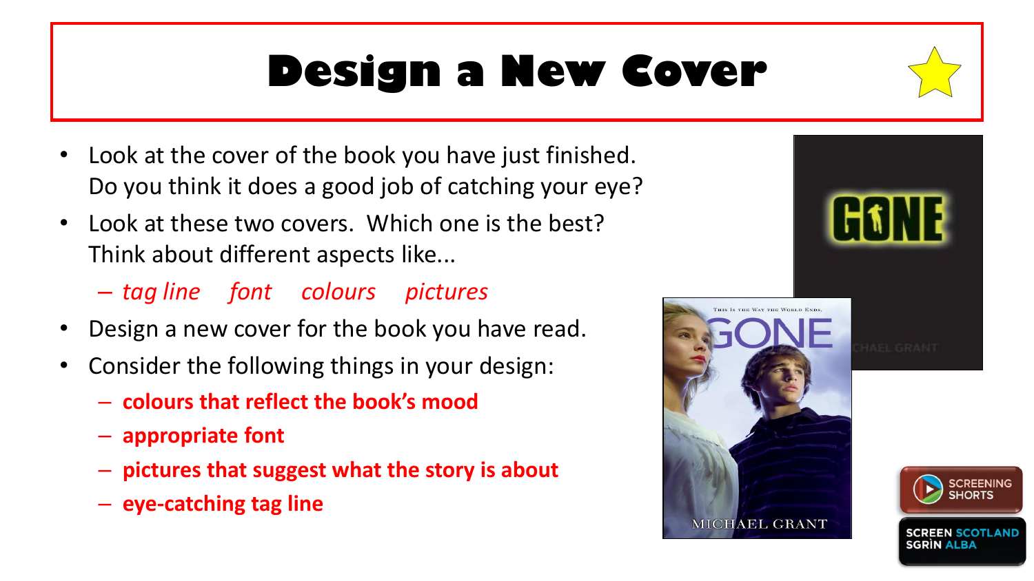# Design a New Cover

- Look at the cover of the book you have just finished. Do you think it does a good job of catching your eye?
- Look at these two covers. Which one is the best? Think about different aspects like...
  - *tag line*    *font*    *colours*    *pictures*
- Design a new cover for the book you have read.
- Consider the following things in your design:
  - **colours that reflect the book's mood**
  - **appropriate font**
  - **pictures that suggest what the story is about**
  - **eye-catching tag line**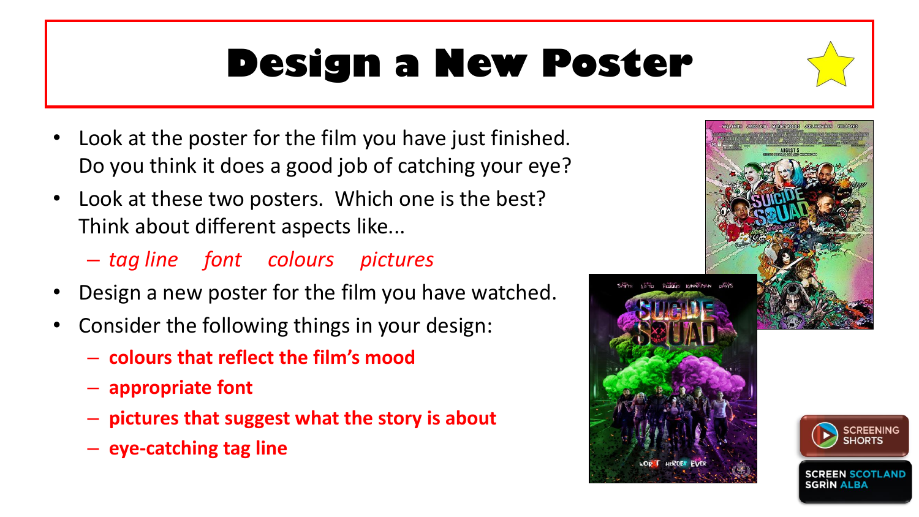# Design a New Poster

- Look at the poster for the film you have just finished. Do you think it does a good job of catching your eye?
- Look at these two posters. Which one is the best? Think about different aspects like...
  - *tag line font colours pictures*
- Design a new poster for the film you have watched.
- Consider the following things in your design:
  - **colours that reflect the film's mood**
  - **appropriate font**
  - **pictures that suggest what the story is about**
  - **eye-catching tag line**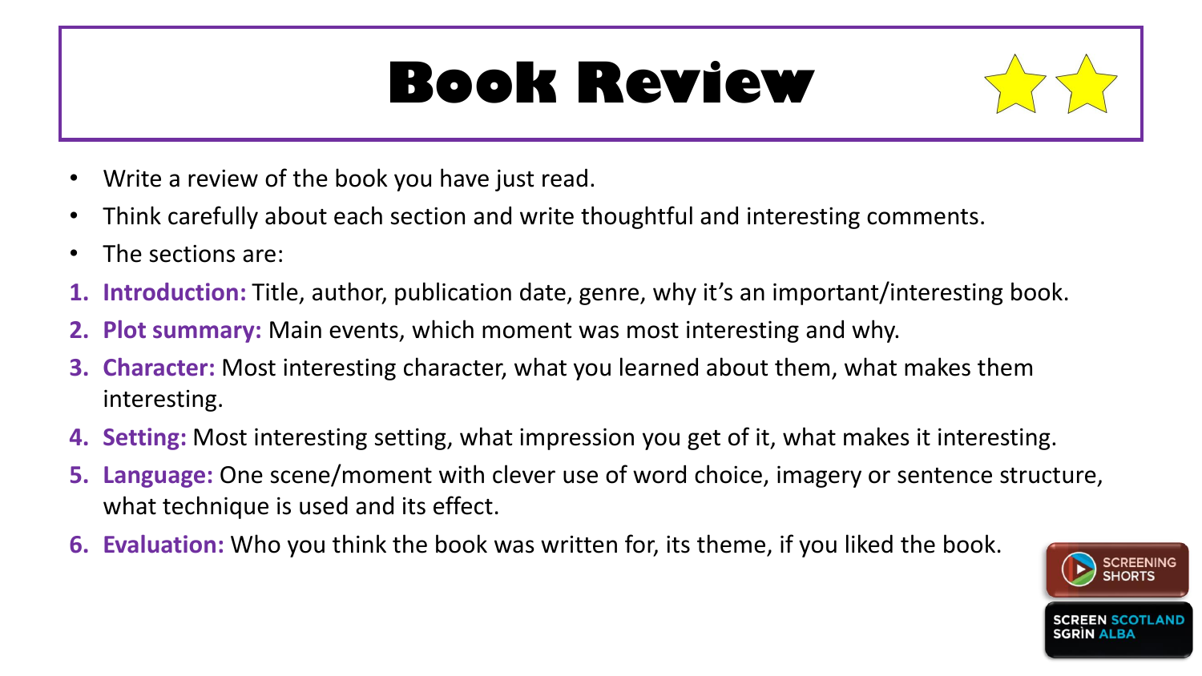# Book Review

- Write a review of the book you have just read.
- Think carefully about each section and write thoughtful and interesting comments.
- The sections are:

1. **Introduction:** Title, author, publication date, genre, why it's an important/interesting book.
2. **Plot summary:** Main events, which moment was most interesting and why.
3. **Character:** Most interesting character, what you learned about them, what makes them interesting.
4. **Setting:** Most interesting setting, what impression you get of it, what makes it interesting.
5. **Language:** One scene/moment with clever use of word choice, imagery or sentence structure, what technique is used and its effect.
6. **Evaluation:** Who you think the book was written for, its theme, if you liked the book.

SCREENING SHORTS

SCREEN SCOTLAND
SGRÌN ALBA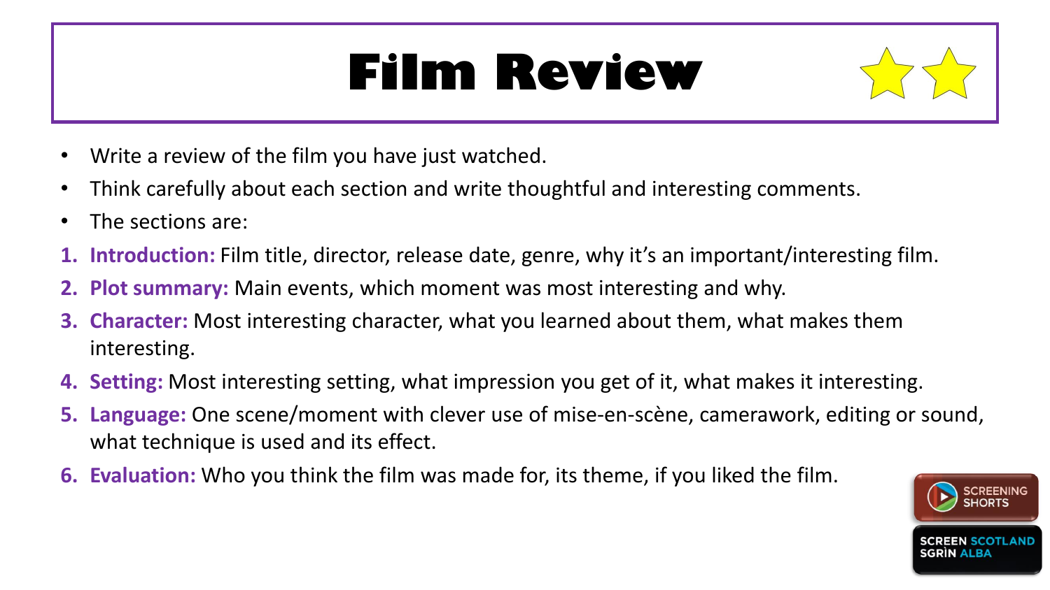# Film Review

- Write a review of the film you have just watched.
- Think carefully about each section and write thoughtful and interesting comments.
- The sections are:

1. **Introduction:** Film title, director, release date, genre, why it's an important/interesting film.
2. **Plot summary:** Main events, which moment was most interesting and why.
3. **Character:** Most interesting character, what you learned about them, what makes them interesting.
4. **Setting:** Most interesting setting, what impression you get of it, what makes it interesting.
5. **Language:** One scene/moment with clever use of mise-en-scène, camerawork, editing or sound, what technique is used and its effect.
6. **Evaluation:** Who you think the film was made for, its theme, if you liked the film.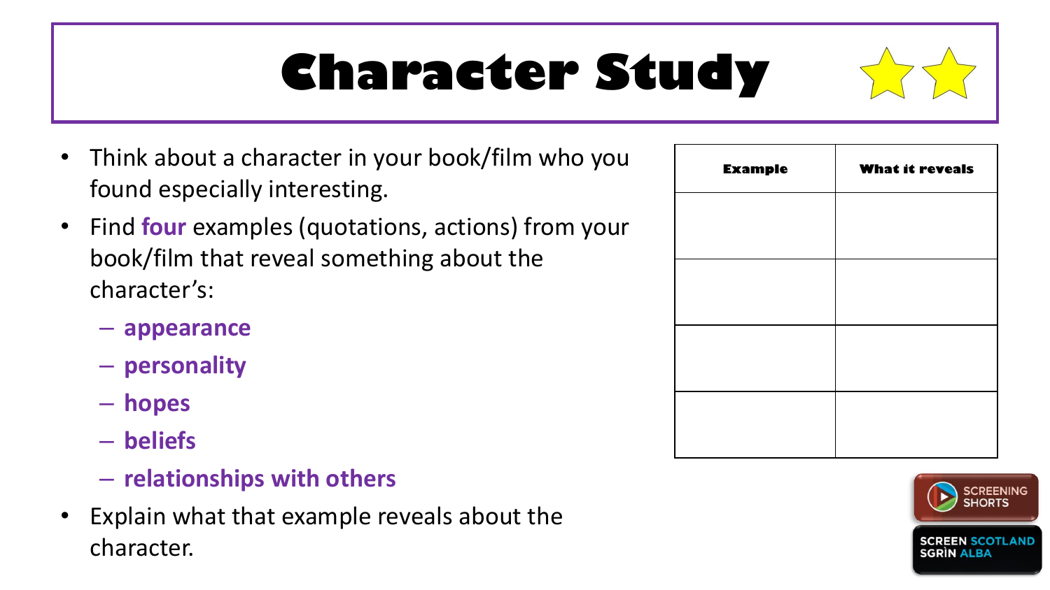# Character Study

- Think about a character in your book/film who you found especially interesting.
- Find **four** examples (quotations, actions) from your book/film that reveal something about the character's:
  - **appearance**
  - **personality**
  - **hopes**
  - **beliefs**
  - **relationships with others**
- Explain what that example reveals about the character.

| Example | What it reveals |
| --- | --- |
| | |
| | |
| | |
| | |

SCREENING SHORTS

SCREEN SCOTLAND SGRÌN ALBA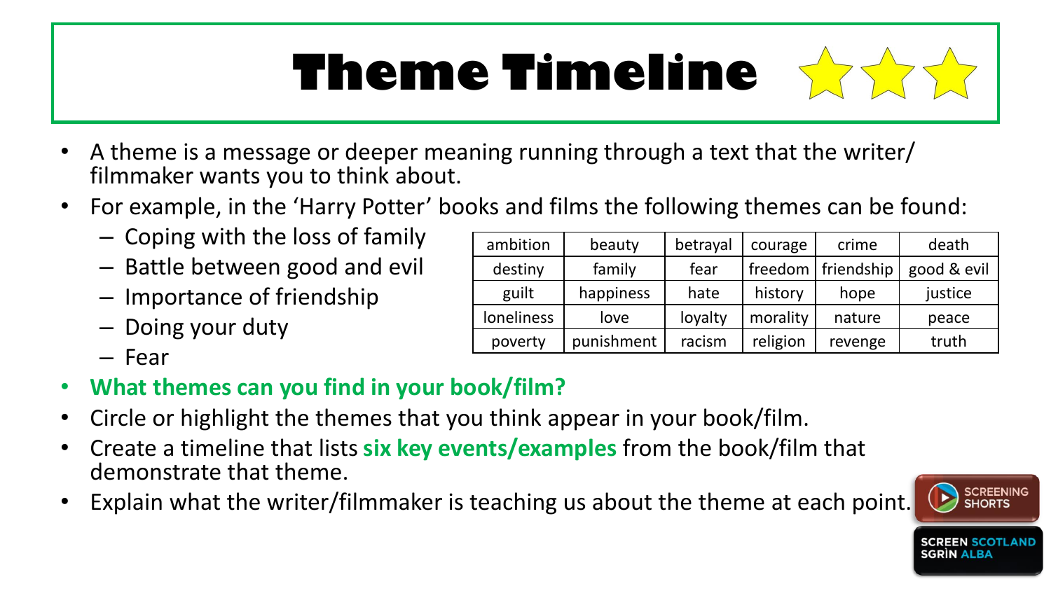# Theme Timeline

- A theme is a message or deeper meaning running through a text that the writer/ filmmaker wants you to think about.
- For example, in the 'Harry Potter' books and films the following themes can be found:
  - Coping with the loss of family
  - Battle between good and evil
  - Importance of friendship
  - Doing your duty
  - Fear

| ambition | beauty | betrayal | courage | crime | death |
|---|---|---|---|---|---|
| destiny | family | fear | freedom | friendship | good & evil |
| guilt | happiness | hate | history | hope | justice |
| loneliness | love | loyalty | morality | nature | peace |
| poverty | punishment | racism | religion | revenge | truth |

- **What themes can you find in your book/film?**
- Circle or highlight the themes that you think appear in your book/film.
- Create a timeline that lists **six key events/examples** from the book/film that demonstrate that theme.
- Explain what the writer/filmmaker is teaching us about the theme at each point.

SCREENING SHORTS

SCREEN SCOTLAND SGRÌN ALBA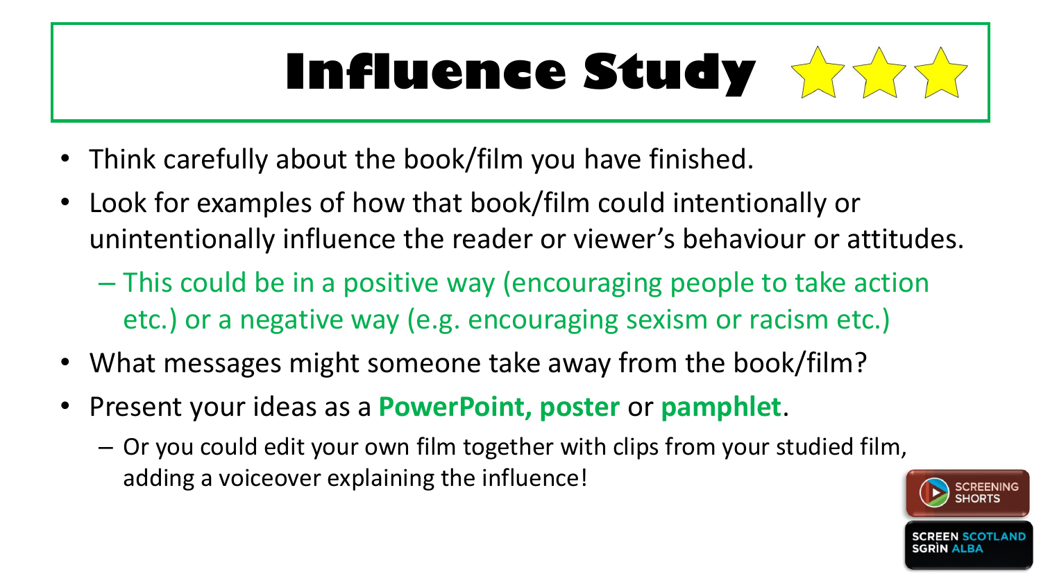# Influence Study

- Think carefully about the book/film you have finished.
- Look for examples of how that book/film could intentionally or unintentionally influence the reader or viewer's behaviour or attitudes.
  - This could be in a positive way (encouraging people to take action etc.) or a negative way (e.g. encouraging sexism or racism etc.)
- What messages might someone take away from the book/film?
- Present your ideas as a **PowerPoint, poster** or **pamphlet**.
  - Or you could edit your own film together with clips from your studied film, adding a voiceover explaining the influence!

SCREENING SHORTS

SCREEN SCOTLAND SGRÌN ALBA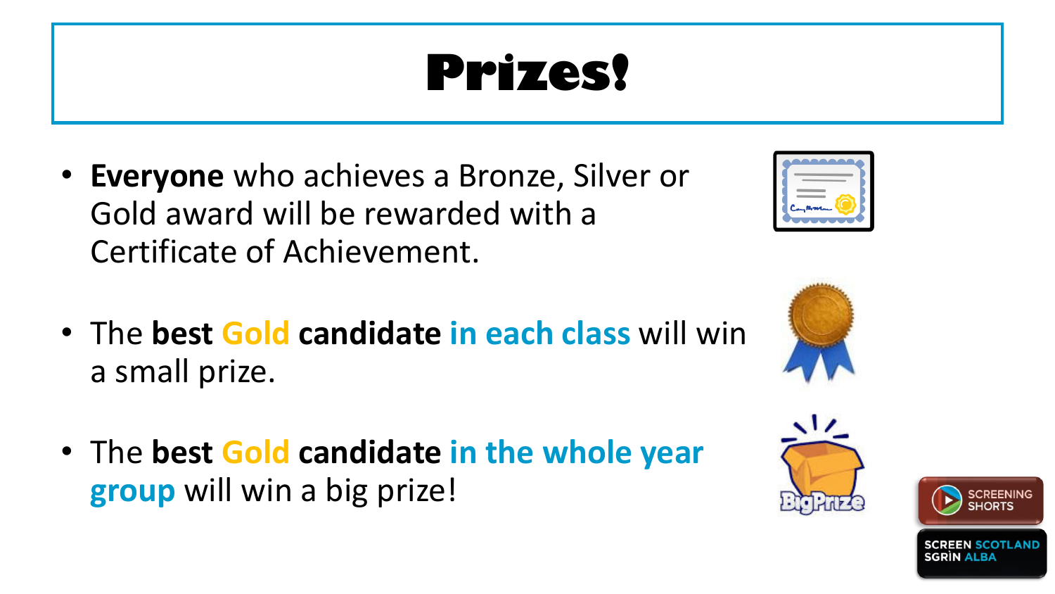# Prizes!

- **Everyone** who achieves a Bronze, Silver or Gold award will be rewarded with a Certificate of Achievement.

- The **best Gold candidate in each class** will win a small prize.

- The **best Gold candidate in the whole year group** will win a big prize!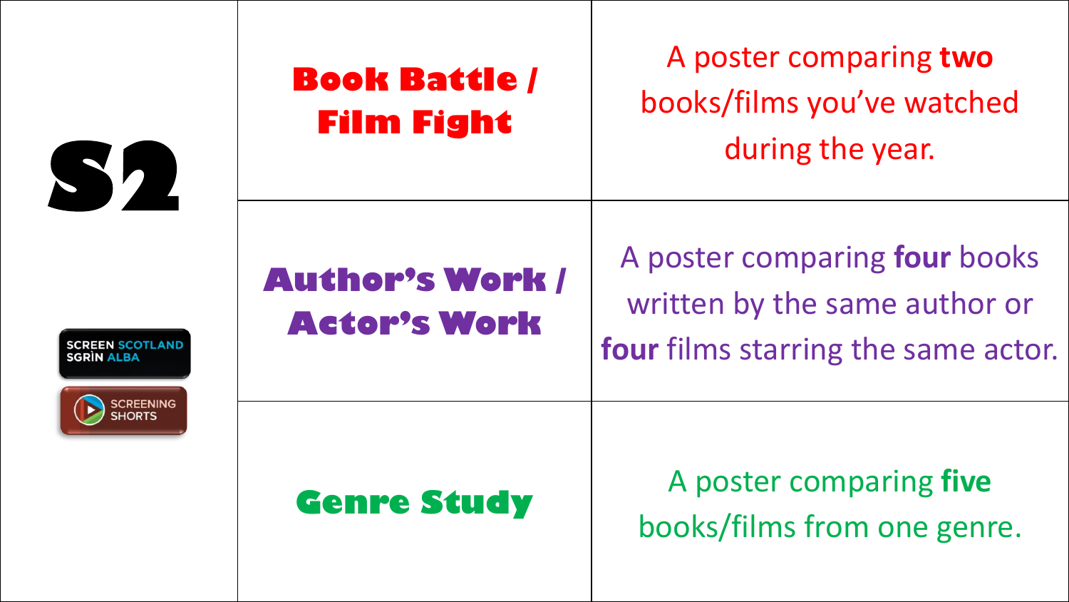# S2

SCREEN SCOTLAND SGRÌN ALBA

SCREENING SHORTS

| | |
|---|---|
| **Book Battle / Film Fight** | A poster comparing **two** books/films you've watched during the year. |
| **Author's Work / Actor's Work** | A poster comparing **four** books written by the same author or **four** films starring the same actor. |
| **Genre Study** | A poster comparing **five** books/films from one genre. |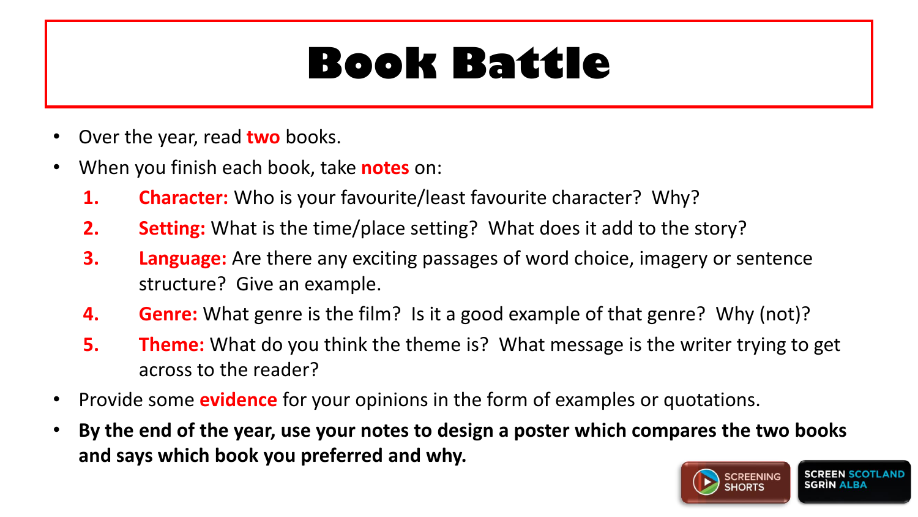# Book Battle

- Over the year, read **two** books.
- When you finish each book, take **notes** on:
  1. **Character:** Who is your favourite/least favourite character? Why?
  2. **Setting:** What is the time/place setting? What does it add to the story?
  3. **Language:** Are there any exciting passages of word choice, imagery or sentence structure? Give an example.
  4. **Genre:** What genre is the film? Is it a good example of that genre? Why (not)?
  5. **Theme:** What do you think the theme is? What message is the writer trying to get across to the reader?
- Provide some **evidence** for your opinions in the form of examples or quotations.
- **By the end of the year, use your notes to design a poster which compares the two books and says which book you preferred and why.**

SCREENING SHORTS

SCREEN SCOTLAND SGRÌN ALBA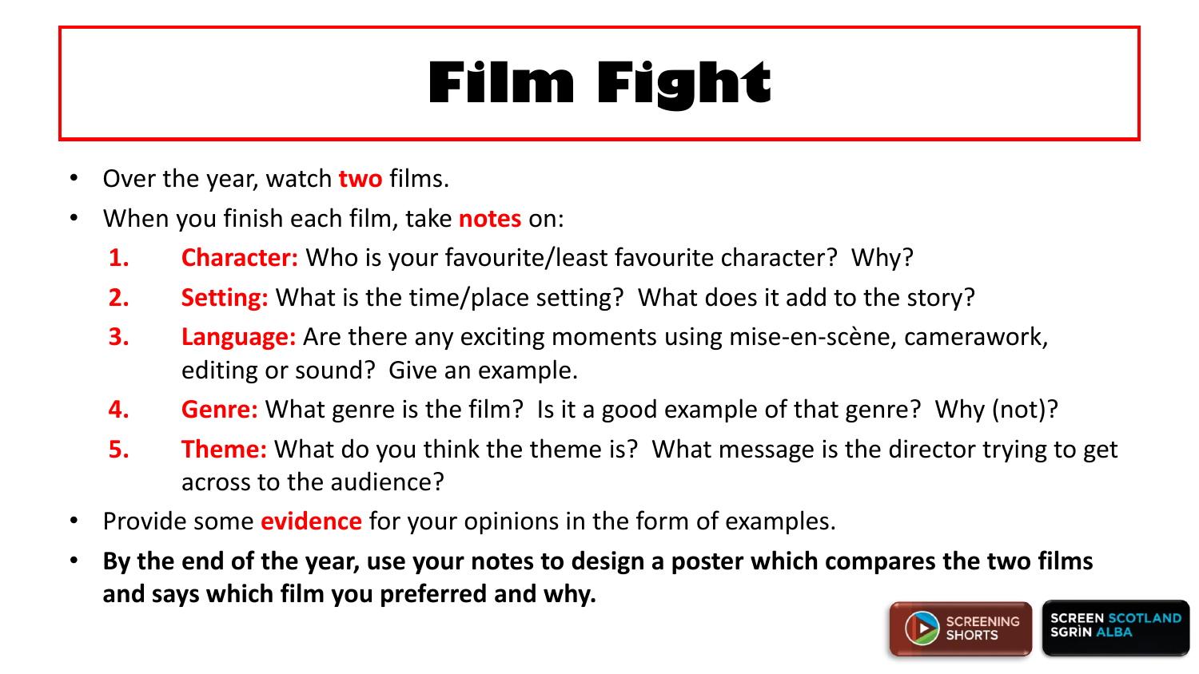# Film Fight

- Over the year, watch **two** films.
- When you finish each film, take **notes** on:
  1. **Character:** Who is your favourite/least favourite character? Why?
  2. **Setting:** What is the time/place setting? What does it add to the story?
  3. **Language:** Are there any exciting moments using mise-en-scène, camerawork, editing or sound? Give an example.
  4. **Genre:** What genre is the film? Is it a good example of that genre? Why (not)?
  5. **Theme:** What do you think the theme is? What message is the director trying to get across to the audience?
- Provide some **evidence** for your opinions in the form of examples.
- **By the end of the year, use your notes to design a poster which compares the two films and says which film you preferred and why.**

SCREENING SHORTS

SCREEN SCOTLAND SGRÌN ALBA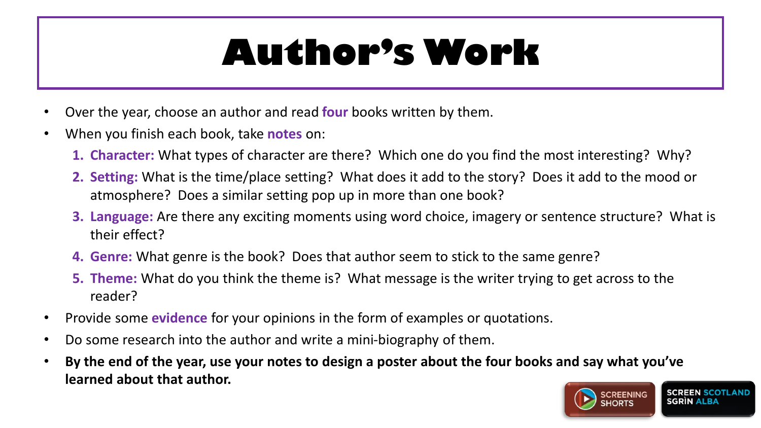# Author's Work

- Over the year, choose an author and read **four** books written by them.
- When you finish each book, take **notes** on:
  1. **Character:** What types of character are there? Which one do you find the most interesting? Why?
  2. **Setting:** What is the time/place setting? What does it add to the story? Does it add to the mood or atmosphere? Does a similar setting pop up in more than one book?
  3. **Language:** Are there any exciting moments using word choice, imagery or sentence structure? What is their effect?
  4. **Genre:** What genre is the book? Does that author seem to stick to the same genre?
  5. **Theme:** What do you think the theme is? What message is the writer trying to get across to the reader?
- Provide some **evidence** for your opinions in the form of examples or quotations.
- Do some research into the author and write a mini-biography of them.
- **By the end of the year, use your notes to design a poster about the four books and say what you've learned about that author.**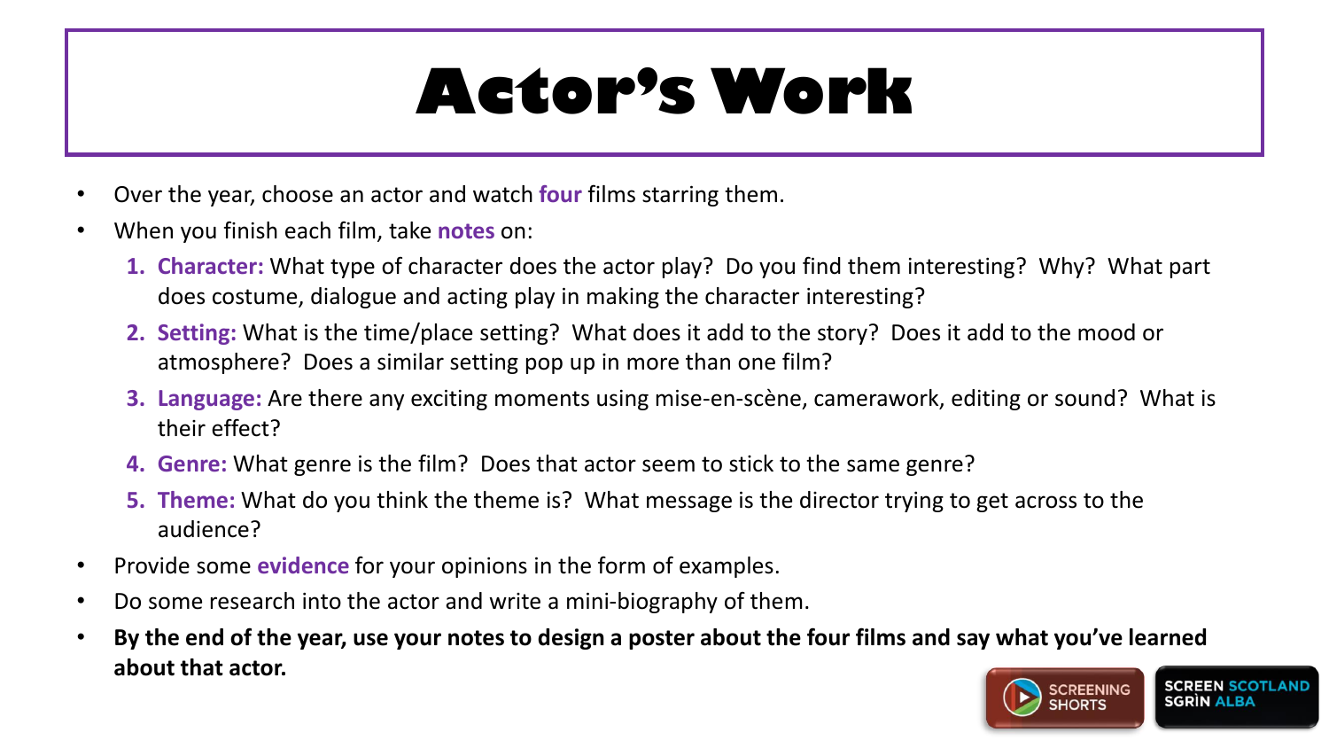# Actor's Work

- Over the year, choose an actor and watch **four** films starring them.
- When you finish each film, take **notes** on:
  1. **Character:** What type of character does the actor play? Do you find them interesting? Why? What part does costume, dialogue and acting play in making the character interesting?
  2. **Setting:** What is the time/place setting? What does it add to the story? Does it add to the mood or atmosphere? Does a similar setting pop up in more than one film?
  3. **Language:** Are there any exciting moments using mise-en-scène, camerawork, editing or sound? What is their effect?
  4. **Genre:** What genre is the film? Does that actor seem to stick to the same genre?
  5. **Theme:** What do you think the theme is? What message is the director trying to get across to the audience?
- Provide some **evidence** for your opinions in the form of examples.
- Do some research into the actor and write a mini-biography of them.
- **By the end of the year, use your notes to design a poster about the four films and say what you've learned about that actor.**

SCREENING SHORTS

SCREEN SCOTLAND SGRÌN ALBA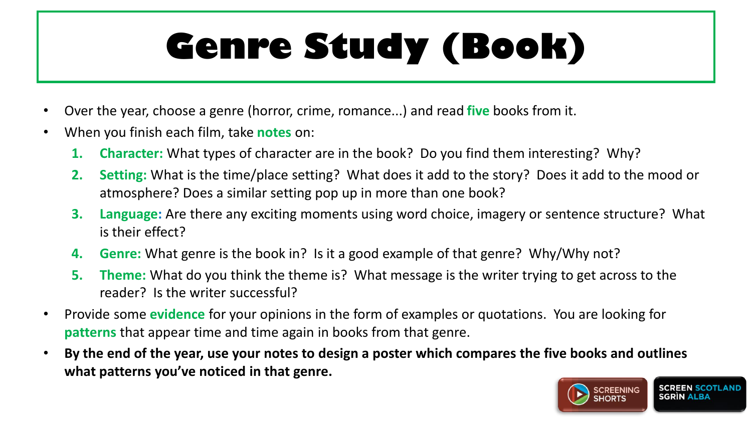# Genre Study (Book)

- Over the year, choose a genre (horror, crime, romance...) and read **five** books from it.
- When you finish each film, take **notes** on:
  1. **Character:** What types of character are in the book? Do you find them interesting? Why?
  2. **Setting:** What is the time/place setting? What does it add to the story? Does it add to the mood or atmosphere? Does a similar setting pop up in more than one book?
  3. **Language:** Are there any exciting moments using word choice, imagery or sentence structure? What is their effect?
  4. **Genre:** What genre is the book in? Is it a good example of that genre? Why/Why not?
  5. **Theme:** What do you think the theme is? What message is the writer trying to get across to the reader? Is the writer successful?
- Provide some **evidence** for your opinions in the form of examples or quotations. You are looking for **patterns** that appear time and time again in books from that genre.
- **By the end of the year, use your notes to design a poster which compares the five books and outlines what patterns you've noticed in that genre.**

SCREENING SHORTS

SCREEN SCOTLAND SGRÌN ALBA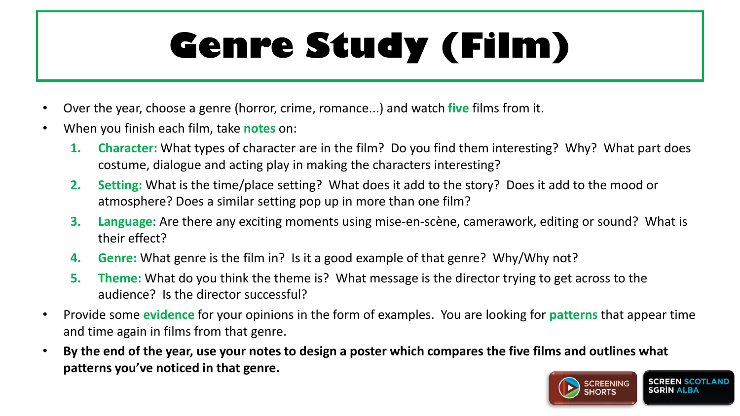# Genre Study (Film)

- Over the year, choose a genre (horror, crime, romance...) and watch **five** films from it.
- When you finish each film, take **notes** on:
  1. **Character:** What types of character are in the film? Do you find them interesting? Why? What part does costume, dialogue and acting play in making the characters interesting?
  2. **Setting:** What is the time/place setting? What does it add to the story? Does it add to the mood or atmosphere? Does a similar setting pop up in more than one film?
  3. **Language:** Are there any exciting moments using mise-en-scène, camerawork, editing or sound? What is their effect?
  4. **Genre:** What genre is the film in? Is it a good example of that genre? Why/Why not?
  5. **Theme:** What do you think the theme is? What message is the director trying to get across to the audience? Is the director successful?
- Provide some **evidence** for your opinions in the form of examples. You are looking for **patterns** that appear time and time again in films from that genre.
- **By the end of the year, use your notes to design a poster which compares the five films and outlines what patterns you've noticed in that genre.**

SCREENING SHORTS

SCREEN SCOTLAND SGRÌN ALBA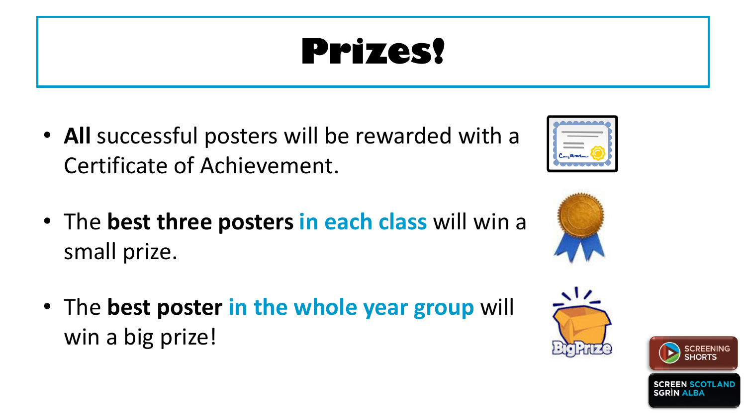# Prizes!

- **All** successful posters will be rewarded with a Certificate of Achievement.
- The **best three posters** **in each class** will win a small prize.
- The **best poster** **in the whole year group** will win a big prize!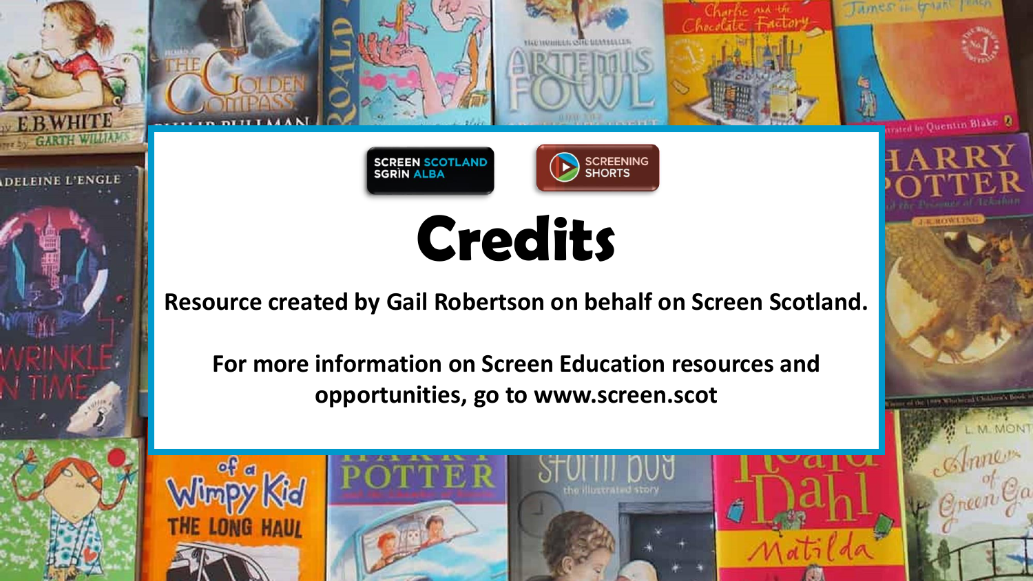SCREEN SCOTLAND SGRÌN ALBA

SCREENING SHORTS

# Credits

**Resource created by Gail Robertson on behalf on Screen Scotland.**

**For more information on Screen Education resources and opportunities, go to www.screen.scot**